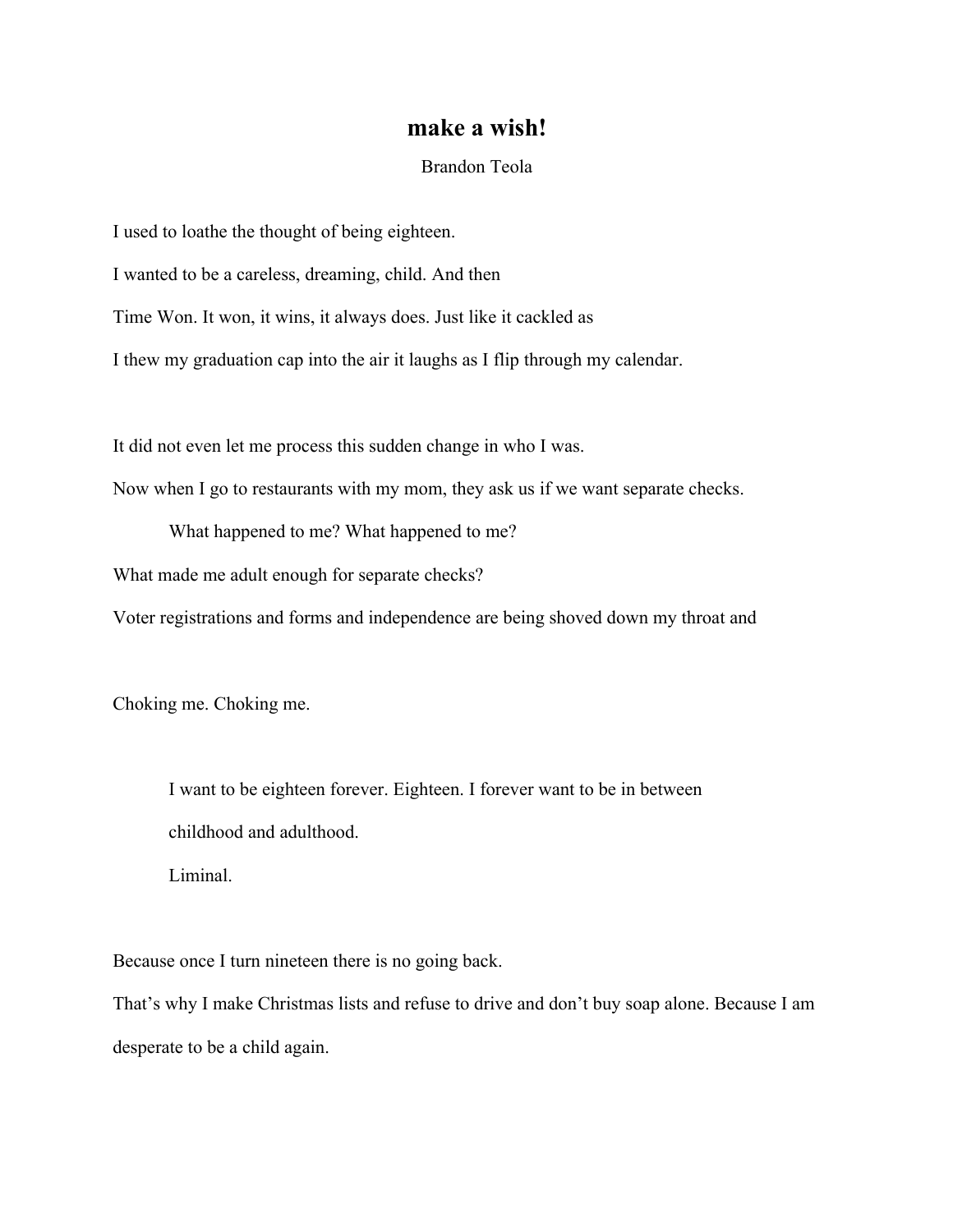# make a wish!

Brandon Teola

I used to loathe the thought of being eighteen.

I wanted to be a careless, dreaming, child. And then

Time Won. It won, it wins, it always does. Just like it cackled as

I thew my graduation cap into the air it laughs as I flip through my calendar.

It did not even let me process this sudden change in who I was.

Now when I go to restaurants with my mom, they ask us if we want separate checks.

    What happened to me? What happened to me?

What made me adult enough for separate checks?

Voter registrations and forms and independence are being shoved down my throat and

Choking me. Choking me.

    I want to be eighteen forever. Eighteen. I forever want to be in between

    childhood and adulthood.

    Liminal.

Because once I turn nineteen there is no going back.

That's why I make Christmas lists and refuse to drive and don't buy soap alone. Because I am desperate to be a child again.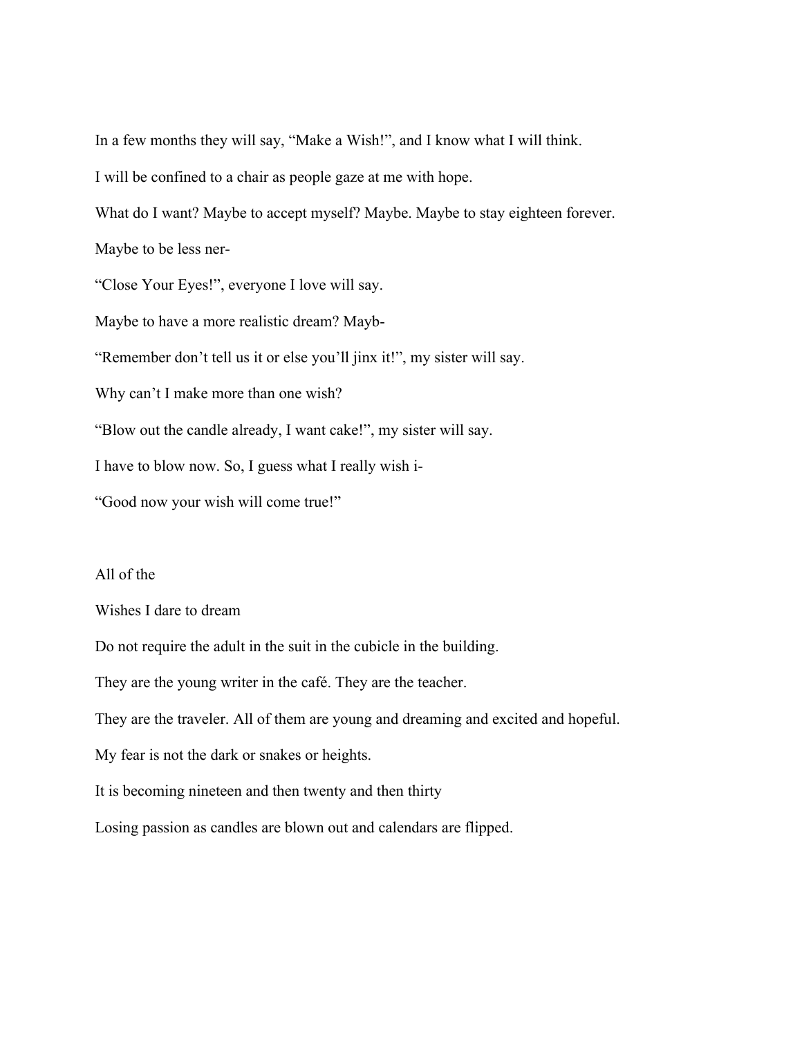In a few months they will say, “Make a Wish!”, and I know what I will think.

I will be confined to a chair as people gaze at me with hope.

What do I want? Maybe to accept myself? Maybe. Maybe to stay eighteen forever.

Maybe to be less ner-

“Close Your Eyes!”, everyone I love will say.

Maybe to have a more realistic dream? Mayb-

“Remember don’t tell us it or else you’ll jinx it!”, my sister will say.

Why can’t I make more than one wish?

“Blow out the candle already, I want cake!”, my sister will say.

I have to blow now. So, I guess what I really wish i-

“Good now your wish will come true!”

All of the

Wishes I dare to dream

Do not require the adult in the suit in the cubicle in the building.

They are the young writer in the café. They are the teacher.

They are the traveler. All of them are young and dreaming and excited and hopeful.

My fear is not the dark or snakes or heights.

It is becoming nineteen and then twenty and then thirty

Losing passion as candles are blown out and calendars are flipped.